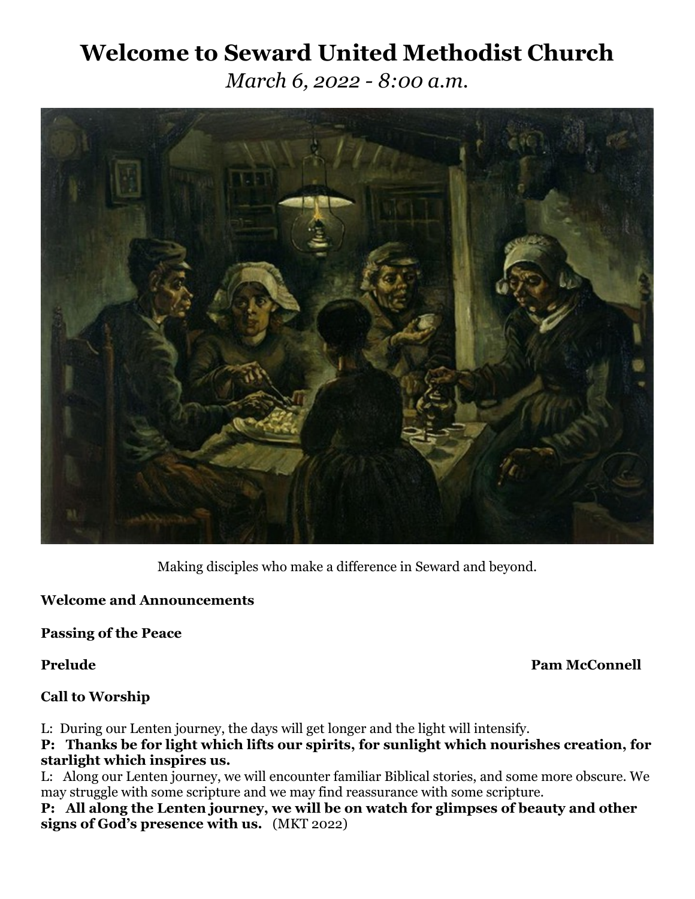# Welcome to Seward United Methodist Church

*March 6, 2022 - 8:00 a.m.*

Making disciples who make a difference in Seward and beyond.

**Welcome and Announcements**

**Passing of the Peace**

**Prelude** **Pam McConnell**

**Call to Worship**

L: During our Lenten journey, the days will get longer and the light will intensify.

**P: Thanks be for light which lifts our spirits, for sunlight which nourishes creation, for starlight which inspires us.**

L: Along our Lenten journey, we will encounter familiar Biblical stories, and some more obscure. We may struggle with some scripture and we may find reassurance with some scripture.

**P: All along the Lenten journey, we will be on watch for glimpses of beauty and other signs of God's presence with us.** (MKT 2022)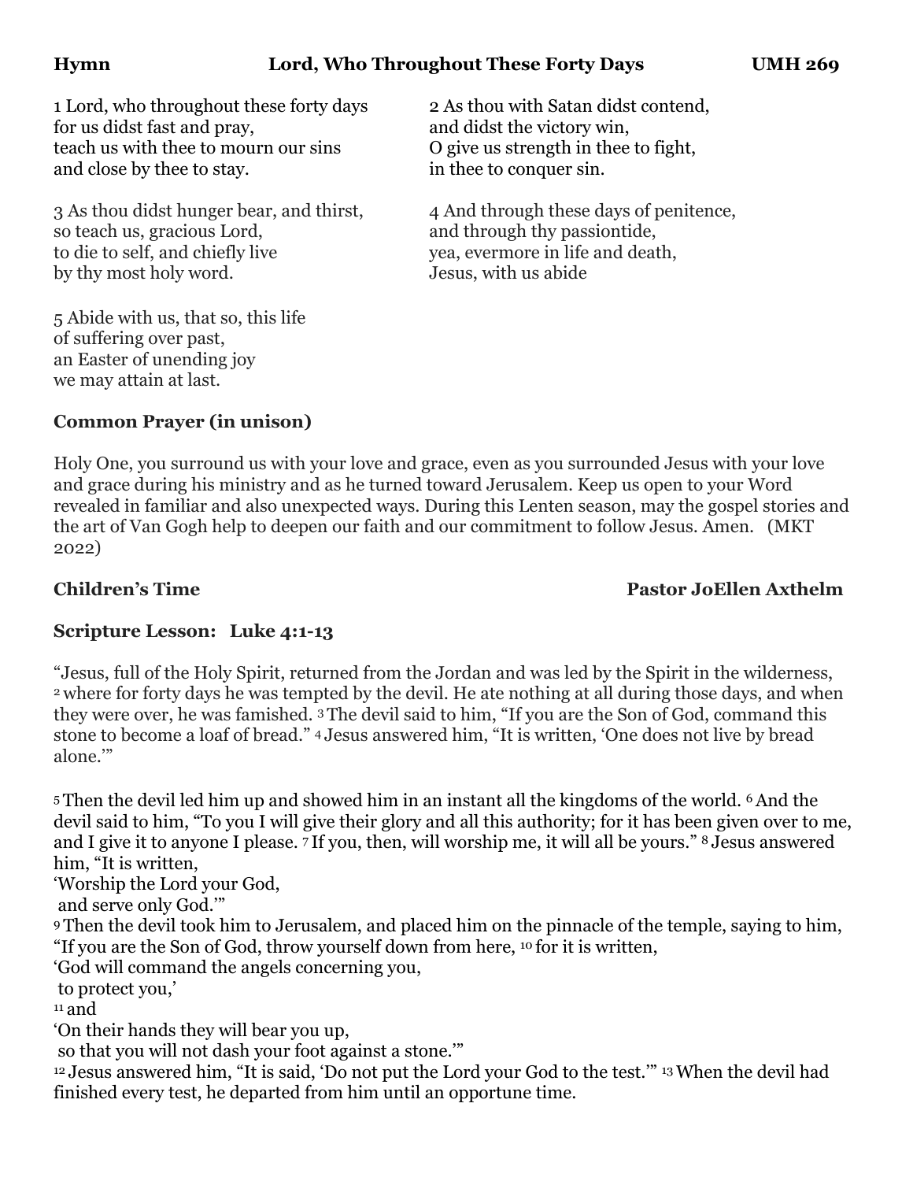**Hymn** **Lord, Who Throughout These Forty Days** **UMH 269**

1 Lord, who throughout these forty days
for us didst fast and pray,
teach us with thee to mourn our sins
and close by thee to stay.

2 As thou with Satan didst contend,
and didst the victory win,
O give us strength in thee to fight,
in thee to conquer sin.

3 As thou didst hunger bear, and thirst,
so teach us, gracious Lord,
to die to self, and chiefly live
by thy most holy word.

4 And through these days of penitence,
and through thy passiontide,
yea, evermore in life and death,
Jesus, with us abide

5 Abide with us, that so, this life
of suffering over past,
an Easter of unending joy
we may attain at last.

**Common Prayer (in unison)**

Holy One, you surround us with your love and grace, even as you surrounded Jesus with your love and grace during his ministry and as he turned toward Jerusalem. Keep us open to your Word revealed in familiar and also unexpected ways. During this Lenten season, may the gospel stories and the art of Van Gogh help to deepen our faith and our commitment to follow Jesus. Amen. (MKT 2022)

**Children's Time** **Pastor JoEllen Axthelm**

**Scripture Lesson: Luke 4:1-13**

"Jesus, full of the Holy Spirit, returned from the Jordan and was led by the Spirit in the wilderness, [2] where for forty days he was tempted by the devil. He ate nothing at all during those days, and when they were over, he was famished. [3] The devil said to him, "If you are the Son of God, command this stone to become a loaf of bread." [4] Jesus answered him, "It is written, 'One does not live by bread alone.'"

[5] Then the devil led him up and showed him in an instant all the kingdoms of the world. [6] And the devil said to him, "To you I will give their glory and all this authority; for it has been given over to me, and I give it to anyone I please. [7] If you, then, will worship me, it will all be yours." [8] Jesus answered him, "It is written,
'Worship the Lord your God,
and serve only God.'"
[9] Then the devil took him to Jerusalem, and placed him on the pinnacle of the temple, saying to him, "If you are the Son of God, throw yourself down from here, [10] for it is written,
'God will command the angels concerning you,
to protect you,'
[11] and
'On their hands they will bear you up,
so that you will not dash your foot against a stone.'"
[12] Jesus answered him, "It is said, 'Do not put the Lord your God to the test.'" [13] When the devil had finished every test, he departed from him until an opportune time.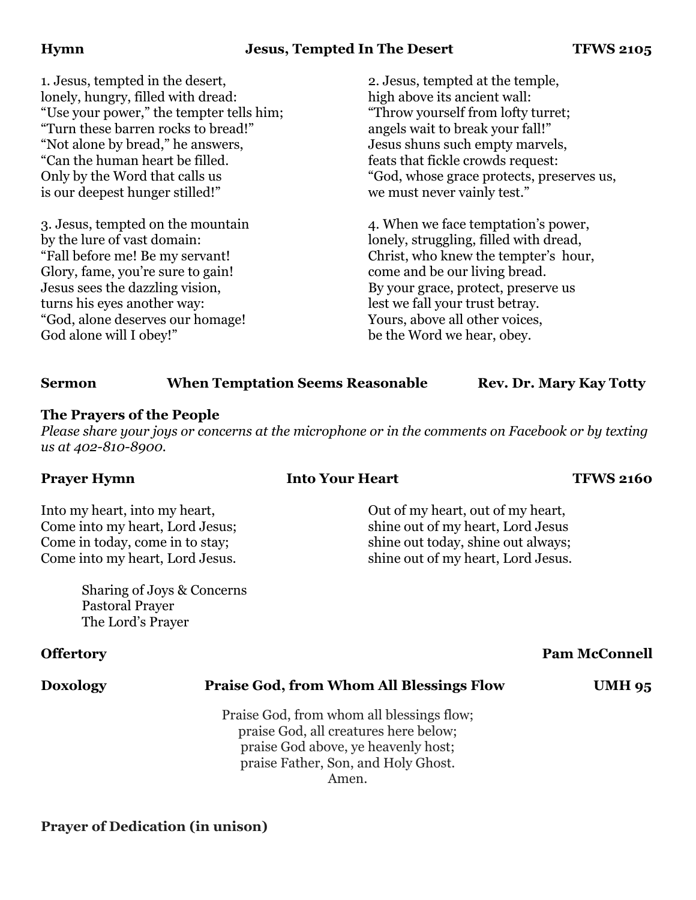**Hymn** **Jesus, Tempted In The Desert** **TFWS 2105**

1. Jesus, tempted in the desert,
lonely, hungry, filled with dread:
"Use your power," the tempter tells him;
"Turn these barren rocks to bread!"
"Not alone by bread," he answers,
"Can the human heart be filled.
Only by the Word that calls us
is our deepest hunger stilled!"

2. Jesus, tempted at the temple,
high above its ancient wall:
"Throw yourself from lofty turret;
angels wait to break your fall!"
Jesus shuns such empty marvels,
feats that fickle crowds request:
"God, whose grace protects, preserves us,
we must never vainly test."

3. Jesus, tempted on the mountain
by the lure of vast domain:
"Fall before me! Be my servant!
Glory, fame, you're sure to gain!
Jesus sees the dazzling vision,
turns his eyes another way:
"God, alone deserves our homage!
God alone will I obey!"

4. When we face temptation's power,
lonely, struggling, filled with dread,
Christ, who knew the tempter's hour,
come and be our living bread.
By your grace, protect, preserve us
lest we fall your trust betray.
Yours, above all other voices,
be the Word we hear, obey.

**Sermon** **When Temptation Seems Reasonable** **Rev. Dr. Mary Kay Totty**

**The Prayers of the People**
*Please share your joys or concerns at the microphone or in the comments on Facebook or by texting us at 402-810-8900.*

**Prayer Hymn** **Into Your Heart** **TFWS 2160**

Into my heart, into my heart,
Come into my heart, Lord Jesus;
Come in today, come in to stay;
Come into my heart, Lord Jesus.

Out of my heart, out of my heart,
shine out of my heart, Lord Jesus
shine out today, shine out always;
shine out of my heart, Lord Jesus.

Sharing of Joys & Concerns
Pastoral Prayer
The Lord's Prayer

**Offertory** **Pam McConnell**

**Doxology** **Praise God, from Whom All Blessings Flow** **UMH 95**

Praise God, from whom all blessings flow;
praise God, all creatures here below;
praise God above, ye heavenly host;
praise Father, Son, and Holy Ghost.
Amen.

**Prayer of Dedication (in unison)**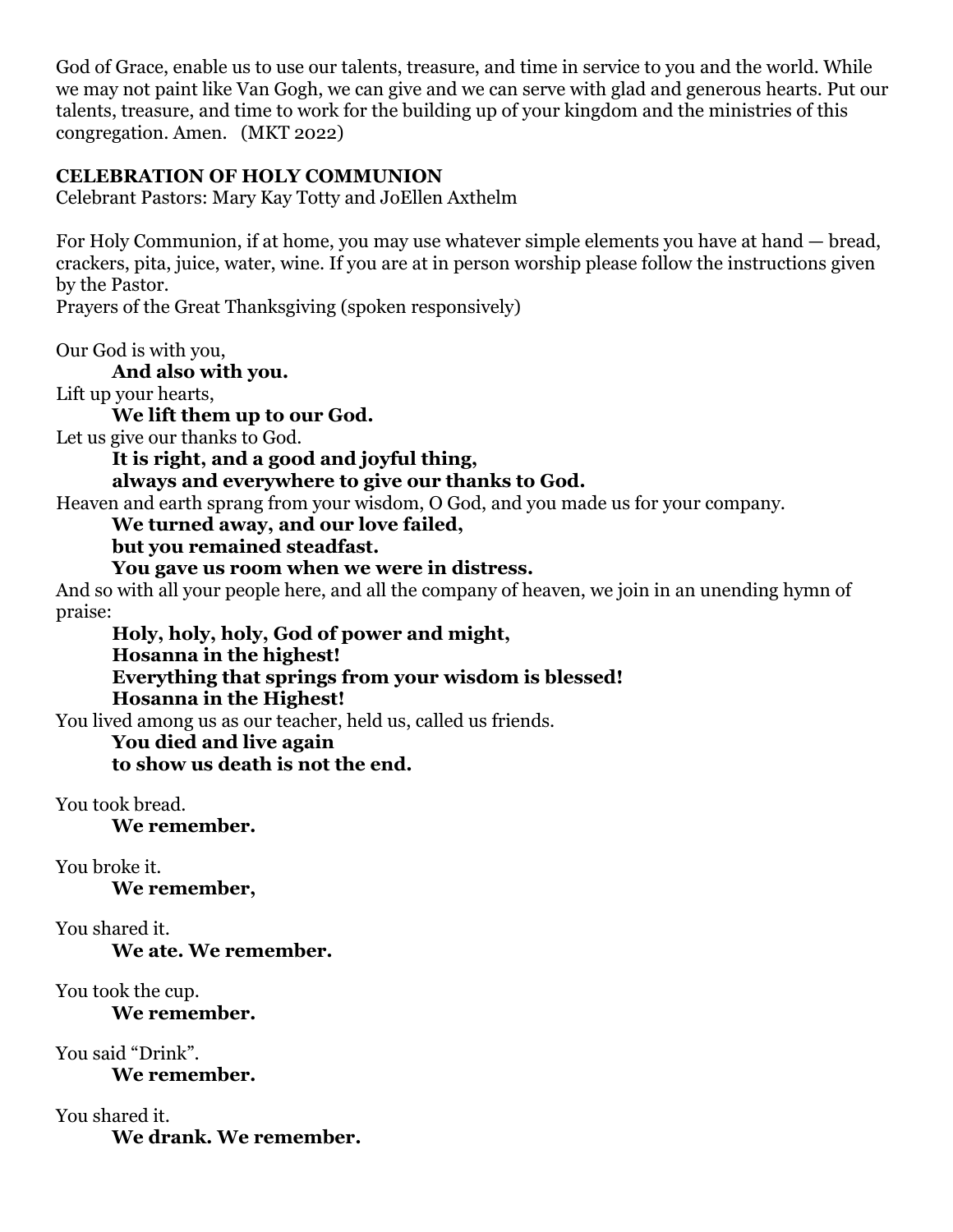God of Grace, enable us to use our talents, treasure, and time in service to you and the world. While we may not paint like Van Gogh, we can give and we can serve with glad and generous hearts. Put our talents, treasure, and time to work for the building up of your kingdom and the ministries of this congregation. Amen. (MKT 2022)

**CELEBRATION OF HOLY COMMUNION**

Celebrant Pastors: Mary Kay Totty and JoEllen Axthelm

For Holy Communion, if at home, you may use whatever simple elements you have at hand — bread, crackers, pita, juice, water, wine. If you are at in person worship please follow the instructions given by the Pastor.

Prayers of the Great Thanksgiving (spoken responsively)

Our God is with you,

> **And also with you.**

Lift up your hearts,

> **We lift them up to our God.**

Let us give our thanks to God.

> **It is right, and a good and joyful thing,**
> **always and everywhere to give our thanks to God.**

Heaven and earth sprang from your wisdom, O God, and you made us for your company.

> **We turned away, and our love failed,**
> **but you remained steadfast.**
> **You gave us room when we were in distress.**

And so with all your people here, and all the company of heaven, we join in an unending hymn of praise:

> **Holy, holy, holy, God of power and might,**
> **Hosanna in the highest!**
> **Everything that springs from your wisdom is blessed!**
> **Hosanna in the Highest!**

You lived among us as our teacher, held us, called us friends.

> **You died and live again**
> **to show us death is not the end.**

You took bread.

> **We remember.**

You broke it.

> **We remember,**

You shared it.

> **We ate. We remember.**

You took the cup.

> **We remember.**

You said "Drink".

> **We remember.**

You shared it.

> **We drank. We remember.**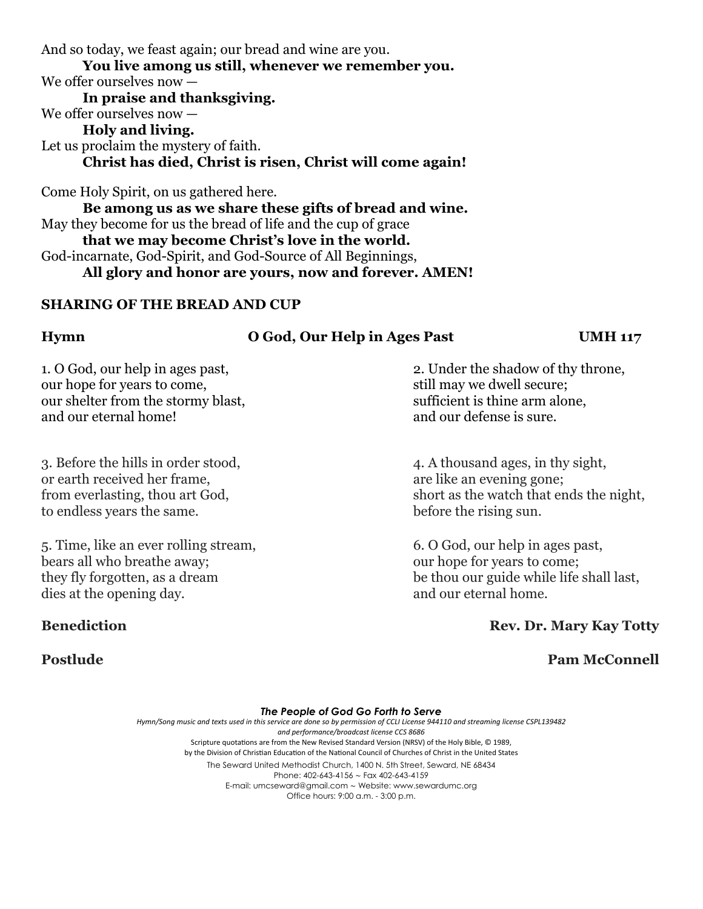And so today, we feast again; our bread and wine are you.

**You live among us still, whenever we remember you.**

We offer ourselves now —

**In praise and thanksgiving.**

We offer ourselves now —

**Holy and living.**

Let us proclaim the mystery of faith.

**Christ has died, Christ is risen, Christ will come again!**

Come Holy Spirit, on us gathered here.

**Be among us as we share these gifts of bread and wine.**

May they become for us the bread of life and the cup of grace

**that we may become Christ's love in the world.**

God-incarnate, God-Spirit, and God-Source of All Beginnings,

**All glory and honor are yours, now and forever. AMEN!**

**SHARING OF THE BREAD AND CUP**

**Hymn — O God, Our Help in Ages Past — UMH 117**

1. O God, our help in ages past,
our hope for years to come,
our shelter from the stormy blast,
and our eternal home!

2. Under the shadow of thy throne,
still may we dwell secure;
sufficient is thine arm alone,
and our defense is sure.

3. Before the hills in order stood,
or earth received her frame,
from everlasting, thou art God,
to endless years the same.

4. A thousand ages, in thy sight,
are like an evening gone;
short as the watch that ends the night,
before the rising sun.

5. Time, like an ever rolling stream,
bears all who breathe away;
they fly forgotten, as a dream
dies at the opening day.

6. O God, our help in ages past,
our hope for years to come;
be thou our guide while life shall last,
and our eternal home.

**Benediction — Rev. Dr. Mary Kay Totty**

**Postlude — Pam McConnell**

***The People of God Go Forth to Serve***

*Hymn/Song music and texts used in this service are done so by permission of CCLI License 944110 and streaming license CSPL139482 and performance/broadcast license CCS 8686*

Scripture quotations are from the New Revised Standard Version (NRSV) of the Holy Bible, © 1989, by the Division of Christian Education of the National Council of Churches of Christ in the United States

The Seward United Methodist Church, 1400 N. 5th Street, Seward, NE 68434

Phone: 402-643-4156 ~ Fax 402-643-4159

E-mail: umcseward@gmail.com ~ Website: www.sewardumc.org

Office hours: 9:00 a.m. - 3:00 p.m.